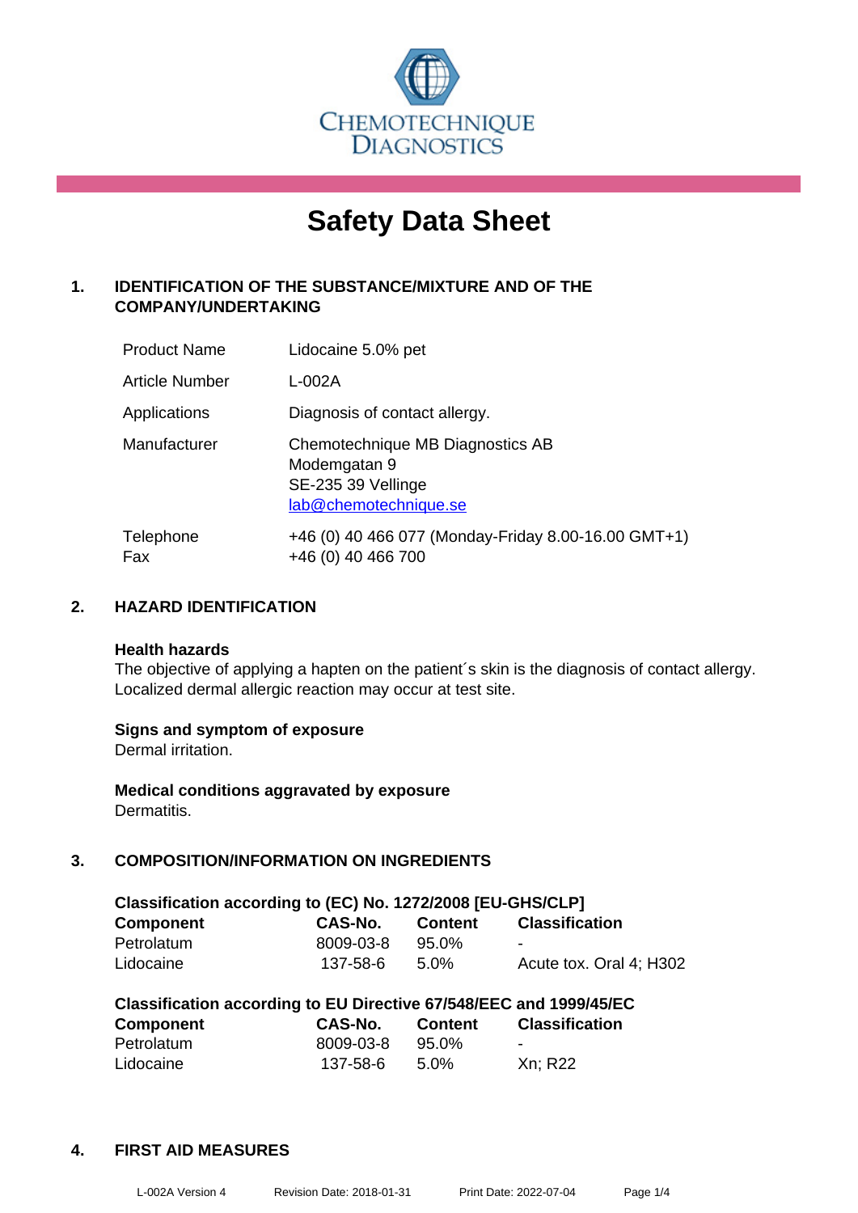CHEMOTECHNIQUE DIAGNOSTICS

# Safety Data Sheet

## 1. IDENTIFICATION OF THE SUBSTANCE/MIXTURE AND OF THE COMPANY/UNDERTAKING

| | |
|---|---|
| Product Name | Lidocaine 5.0% pet |
| Article Number | L-002A |
| Applications | Diagnosis of contact allergy. |
| Manufacturer | Chemotechnique MB Diagnostics AB<br>Modemgatan 9<br>SE-235 39 Vellinge<br>lab@chemotechnique.se |
| Telephone<br>Fax | +46 (0) 40 466 077 (Monday-Friday 8.00-16.00 GMT+1)<br>+46 (0) 40 466 700 |

## 2. HAZARD IDENTIFICATION

**Health hazards**
The objective of applying a hapten on the patient´s skin is the diagnosis of contact allergy. Localized dermal allergic reaction may occur at test site.

**Signs and symptom of exposure**
Dermal irritation.

**Medical conditions aggravated by exposure**
Dermatitis.

## 3. COMPOSITION/INFORMATION ON INGREDIENTS

**Classification according to (EC) No. 1272/2008 [EU-GHS/CLP]**

| Component | CAS-No. | Content | Classification |
|---|---|---|---|
| Petrolatum | 8009-03-8 | 95.0% | - |
| Lidocaine | 137-58-6 | 5.0% | Acute tox. Oral 4; H302 |

**Classification according to EU Directive 67/548/EEC and 1999/45/EC**

| Component | CAS-No. | Content | Classification |
|---|---|---|---|
| Petrolatum | 8009-03-8 | 95.0% | - |
| Lidocaine | 137-58-6 | 5.0% | Xn; R22 |

## 4. FIRST AID MEASURES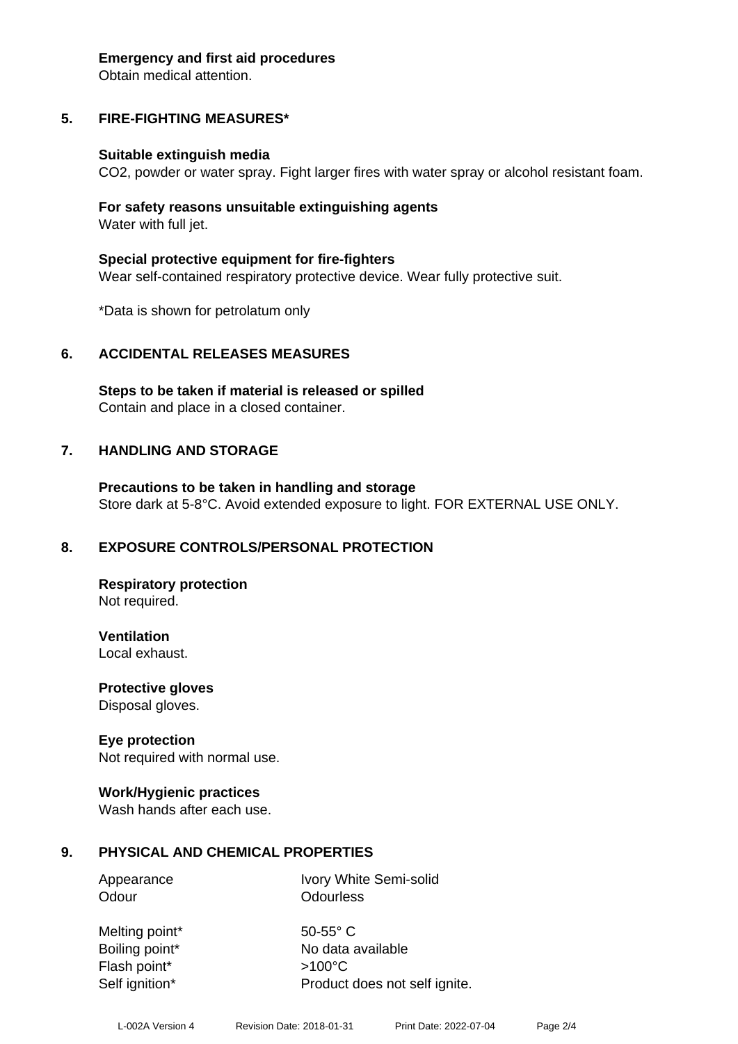**Emergency and first aid procedures**
Obtain medical attention.

## 5. FIRE-FIGHTING MEASURES*

**Suitable extinguish media**
$CO_2$, powder or water spray. Fight larger fires with water spray or alcohol resistant foam.

**For safety reasons unsuitable extinguishing agents**
Water with full jet.

**Special protective equipment for fire-fighters**
Wear self-contained respiratory protective device. Wear fully protective suit.

*Data is shown for petrolatum only

## 6. ACCIDENTAL RELEASES MEASURES

**Steps to be taken if material is released or spilled**
Contain and place in a closed container.

## 7. HANDLING AND STORAGE

**Precautions to be taken in handling and storage**
Store dark at 5-8°C. Avoid extended exposure to light. FOR EXTERNAL USE ONLY.

## 8. EXPOSURE CONTROLS/PERSONAL PROTECTION

**Respiratory protection**
Not required.

**Ventilation**
Local exhaust.

**Protective gloves**
Disposal gloves.

**Eye protection**
Not required with normal use.

**Work/Hygienic practices**
Wash hands after each use.

## 9. PHYSICAL AND CHEMICAL PROPERTIES

| | |
|---|---|
| Appearance | Ivory White Semi-solid |
| Odour | Odourless |
| Melting point* | 50-55° C |
| Boiling point* | No data available |
| Flash point* | >100°C |
| Self ignition* | Product does not self ignite. |

L-002A Version 4 Revision Date: 2018-01-31 Print Date: 2022-07-04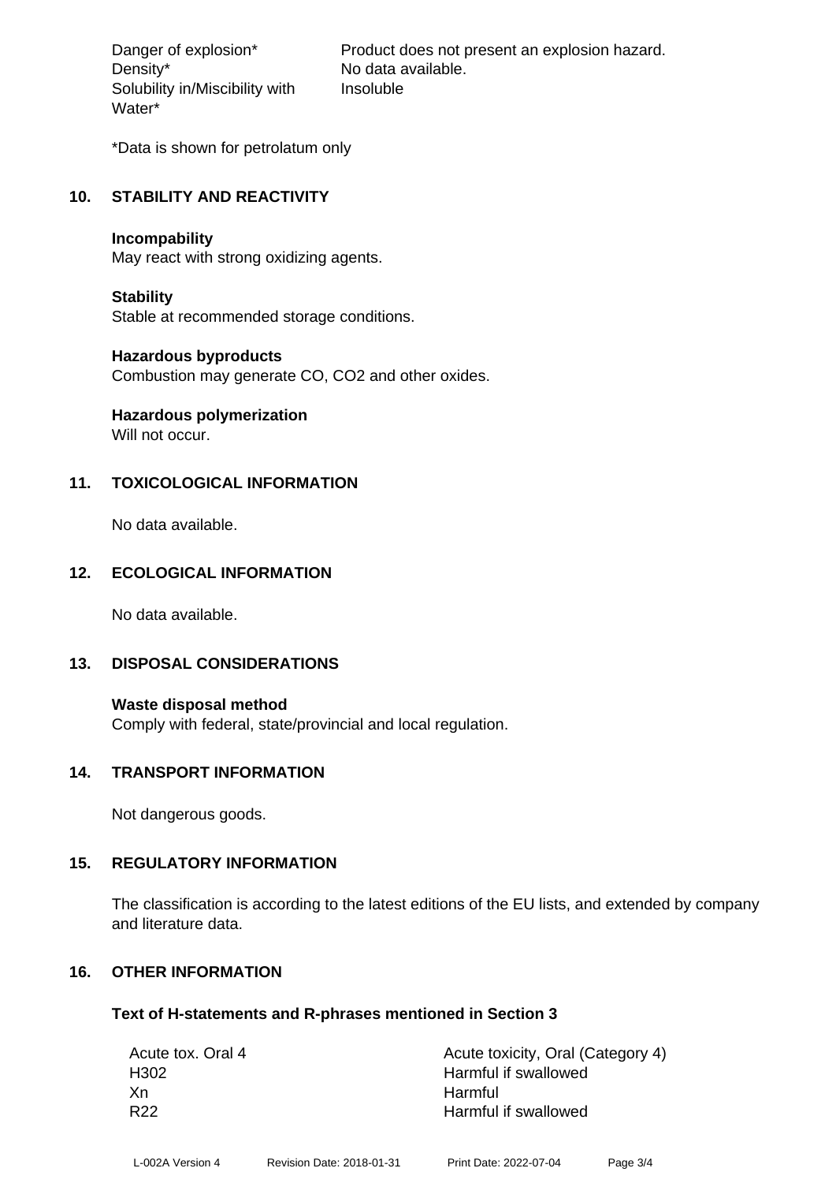| | |
|---|---|
| Danger of explosion* | Product does not present an explosion hazard. |
| Density* | No data available. |
| Solubility in/Miscibility with Water* | Insoluble |

*Data is shown for petrolatum only

## 10. STABILITY AND REACTIVITY

**Incompability**
May react with strong oxidizing agents.

**Stability**
Stable at recommended storage conditions.

**Hazardous byproducts**
Combustion may generate CO, CO2 and other oxides.

**Hazardous polymerization**
Will not occur.

## 11. TOXICOLOGICAL INFORMATION

No data available.

## 12. ECOLOGICAL INFORMATION

No data available.

## 13. DISPOSAL CONSIDERATIONS

**Waste disposal method**
Comply with federal, state/provincial and local regulation.

## 14. TRANSPORT INFORMATION

Not dangerous goods.

## 15. REGULATORY INFORMATION

The classification is according to the latest editions of the EU lists, and extended by company and literature data.

## 16. OTHER INFORMATION

### Text of H-statements and R-phrases mentioned in Section 3

| | |
|---|---|
| Acute tox. Oral 4 | Acute toxicity, Oral (Category 4) |
| H302 | Harmful if swallowed |
| Xn | Harmful |
| R22 | Harmful if swallowed |

L-002A Version 4 Revision Date: 2018-01-31 Print Date: 2022-07-04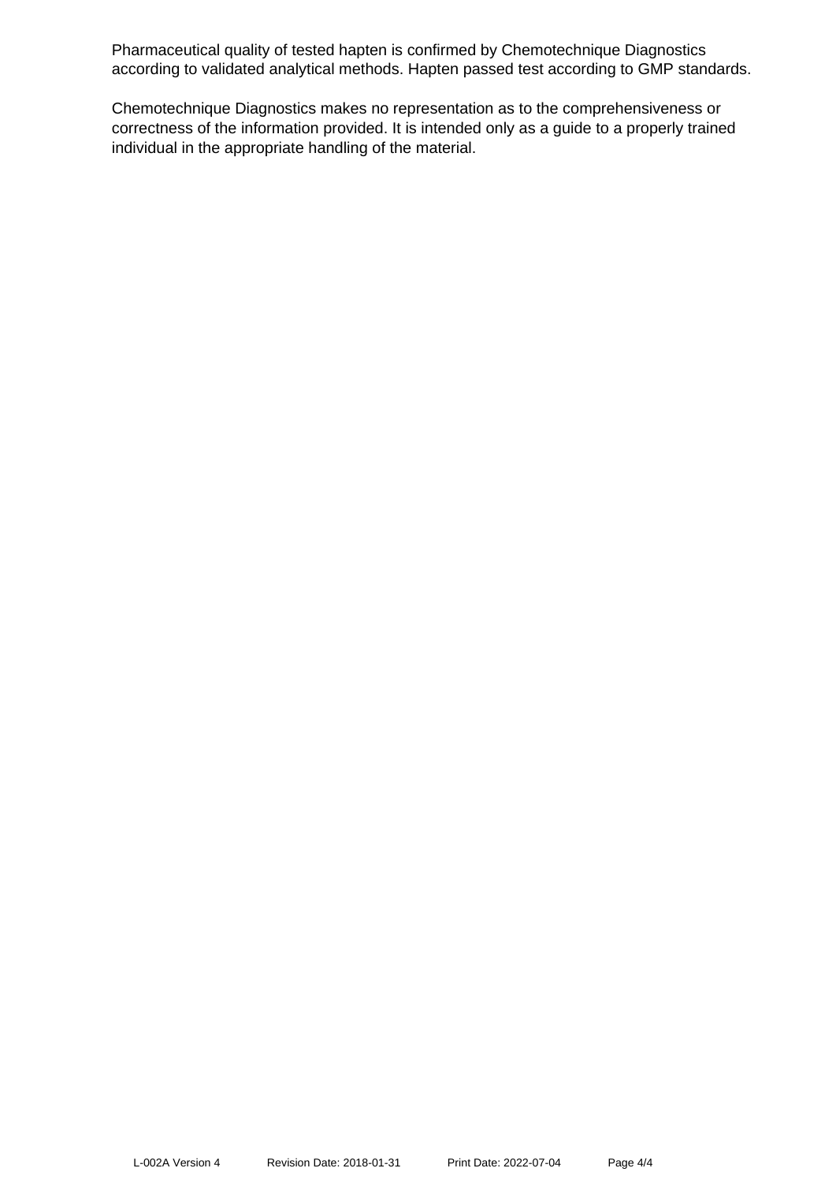Pharmaceutical quality of tested hapten is confirmed by Chemotechnique Diagnostics according to validated analytical methods. Hapten passed test according to GMP standards.

Chemotechnique Diagnostics makes no representation as to the comprehensiveness or correctness of the information provided. It is intended only as a guide to a properly trained individual in the appropriate handling of the material.